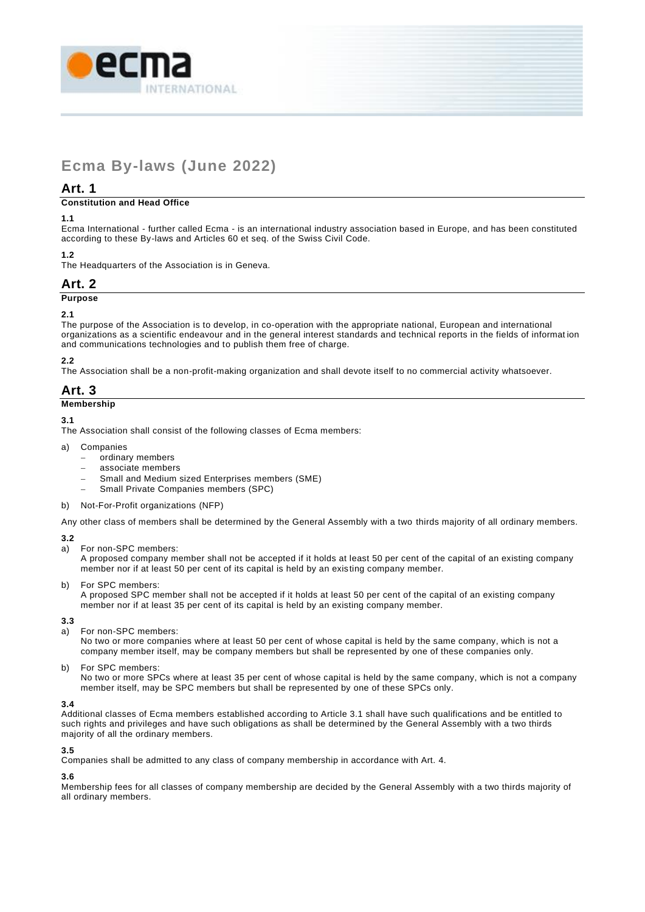# Ecma By-laws (June 2022)

## Art. 1

### Constitution and Head Office

**1.1**

Ecma International - further called Ecma - is an international industry association based in Europe, and has been constituted according to these By-laws and Articles 60 et seq. of the Swiss Civil Code.

**1.2**

The Headquarters of the Association is in Geneva.

## Art. 2

### Purpose

**2.1**

The purpose of the Association is to develop, in co-operation with the appropriate national, European and international organizations as a scientific endeavour and in the general interest standards and technical reports in the fields of information and communications technologies and to publish them free of charge.

**2.2**

The Association shall be a non-profit-making organization and shall devote itself to no commercial activity whatsoever.

## Art. 3

### Membership

**3.1**

The Association shall consist of the following classes of Ecma members:

a) Companies
   - ordinary members
   - associate members
   - Small and Medium sized Enterprises members (SME)
   - Small Private Companies members (SPC)

b) Not-For-Profit organizations (NFP)

Any other class of members shall be determined by the General Assembly with a two thirds majority of all ordinary members.

**3.2**

a) For non-SPC members:
   A proposed company member shall not be accepted if it holds at least 50 per cent of the capital of an existing company member nor if at least 50 per cent of its capital is held by an existing company member.

b) For SPC members:
   A proposed SPC member shall not be accepted if it holds at least 50 per cent of the capital of an existing company member nor if at least 35 per cent of its capital is held by an existing company member.

**3.3**

a) For non-SPC members:
   No two or more companies where at least 50 per cent of whose capital is held by the same company, which is not a company member itself, may be company members but shall be represented by one of these companies only.

b) For SPC members:
   No two or more SPCs where at least 35 per cent of whose capital is held by the same company, which is not a company member itself, may be SPC members but shall be represented by one of these SPCs only.

**3.4**

Additional classes of Ecma members established according to Article 3.1 shall have such qualifications and be entitled to such rights and privileges and have such obligations as shall be determined by the General Assembly with a two thirds majority of all the ordinary members.

**3.5**

Companies shall be admitted to any class of company membership in accordance with Art. 4.

**3.6**

Membership fees for all classes of company membership are decided by the General Assembly with a two thirds majority of all ordinary members.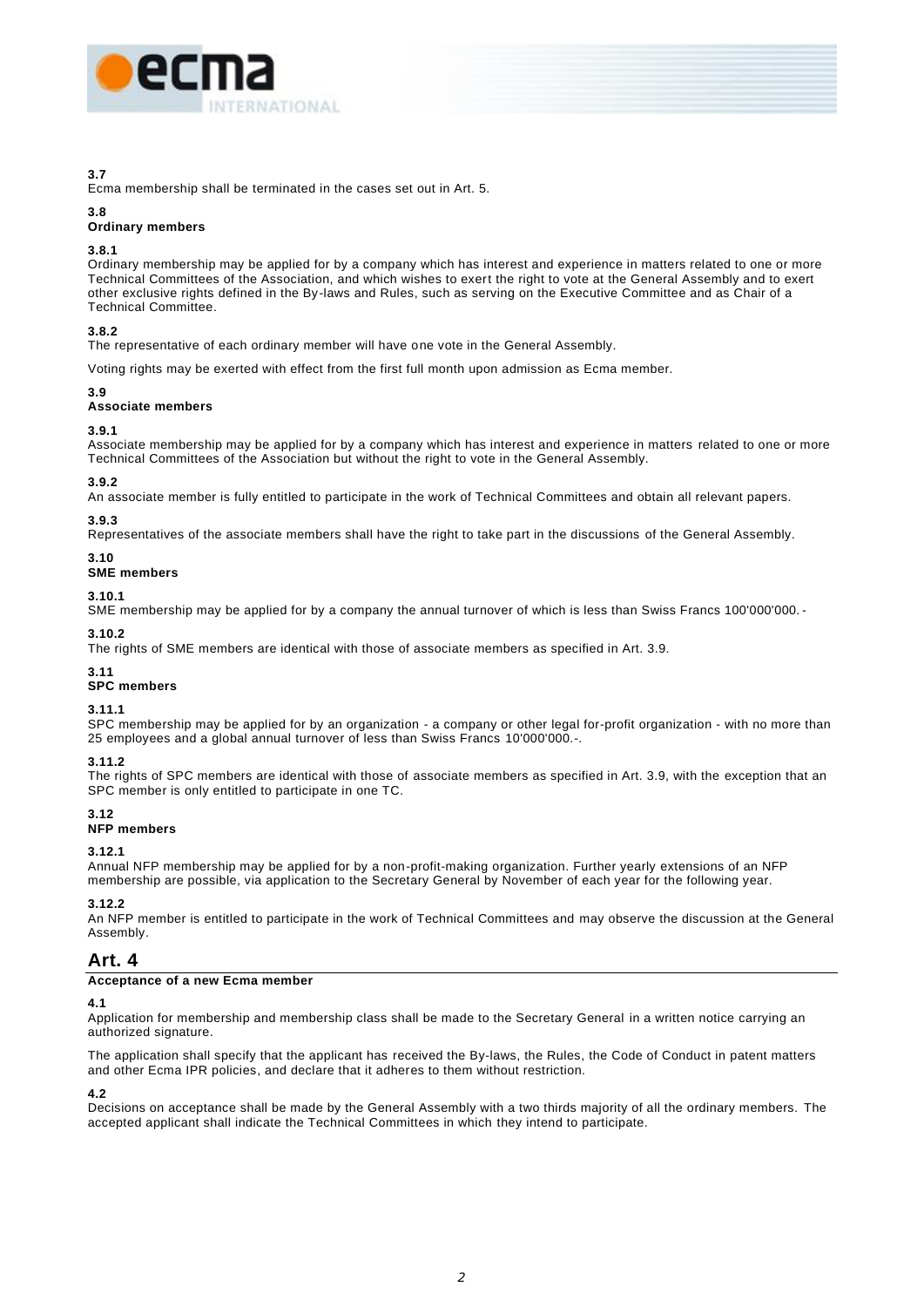**3.7**
Ecma membership shall be terminated in the cases set out in Art. 5.

**3.8**
**Ordinary members**

**3.8.1**
Ordinary membership may be applied for by a company which has interest and experience in matters related to one or more Technical Committees of the Association, and which wishes to exert the right to vote at the General Assembly and to exert other exclusive rights defined in the By-laws and Rules, such as serving on the Executive Committee and as Chair of a Technical Committee.

**3.8.2**
The representative of each ordinary member will have one vote in the General Assembly.

Voting rights may be exerted with effect from the first full month upon admission as Ecma member.

**3.9**
**Associate members**

**3.9.1**
Associate membership may be applied for by a company which has interest and experience in matters related to one or more Technical Committees of the Association but without the right to vote in the General Assembly.

**3.9.2**
An associate member is fully entitled to participate in the work of Technical Committees and obtain all relevant papers.

**3.9.3**
Representatives of the associate members shall have the right to take part in the discussions of the General Assembly.

**3.10**
**SME members**

**3.10.1**
SME membership may be applied for by a company the annual turnover of which is less than Swiss Francs 100'000'000.-

**3.10.2**
The rights of SME members are identical with those of associate members as specified in Art. 3.9.

**3.11**
**SPC members**

**3.11.1**
SPC membership may be applied for by an organization - a company or other legal for-profit organization - with no more than 25 employees and a global annual turnover of less than Swiss Francs 10'000'000.-.

**3.11.2**
The rights of SPC members are identical with those of associate members as specified in Art. 3.9, with the exception that an SPC member is only entitled to participate in one TC.

**3.12**
**NFP members**

**3.12.1**
Annual NFP membership may be applied for by a non-profit-making organization. Further yearly extensions of an NFP membership are possible, via application to the Secretary General by November of each year for the following year.

**3.12.2**
An NFP member is entitled to participate in the work of Technical Committees and may observe the discussion at the General Assembly.

## Art. 4

**Acceptance of a new Ecma member**

**4.1**
Application for membership and membership class shall be made to the Secretary General in a written notice carrying an authorized signature.

The application shall specify that the applicant has received the By-laws, the Rules, the Code of Conduct in patent matters and other Ecma IPR policies, and declare that it adheres to them without restriction.

**4.2**
Decisions on acceptance shall be made by the General Assembly with a two thirds majority of all the ordinary members. The accepted applicant shall indicate the Technical Committees in which they intend to participate.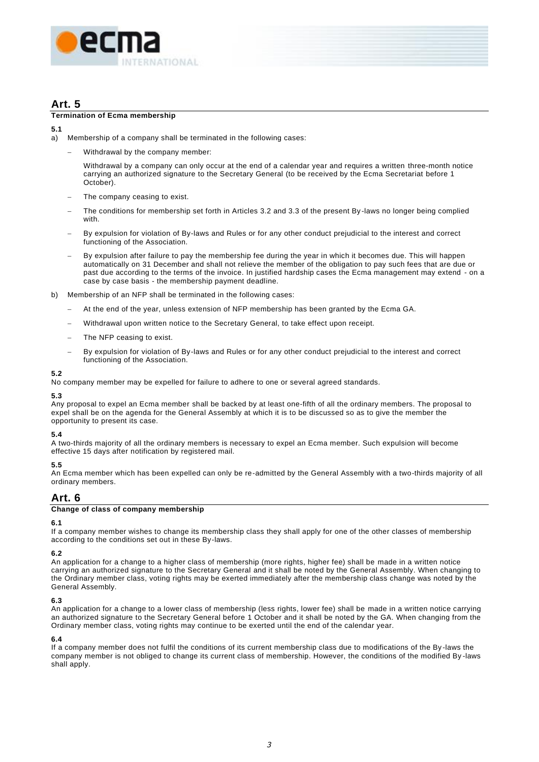## Art. 5

**Termination of Ecma membership**

**5.1**

a) Membership of a company shall be terminated in the following cases:

   – Withdrawal by the company member:

     Withdrawal by a company can only occur at the end of a calendar year and requires a written three-month notice carrying an authorized signature to the Secretary General (to be received by the Ecma Secretariat before 1 October).

   – The company ceasing to exist.

   – The conditions for membership set forth in Articles 3.2 and 3.3 of the present By-laws no longer being complied with.

   – By expulsion for violation of By-laws and Rules or for any other conduct prejudicial to the interest and correct functioning of the Association.

   – By expulsion after failure to pay the membership fee during the year in which it becomes due. This will happen automatically on 31 December and shall not relieve the member of the obligation to pay such fees that are due or past due according to the terms of the invoice. In justified hardship cases the Ecma management may extend - on a case by case basis - the membership payment deadline.

b) Membership of an NFP shall be terminated in the following cases:

   – At the end of the year, unless extension of NFP membership has been granted by the Ecma GA.

   – Withdrawal upon written notice to the Secretary General, to take effect upon receipt.

   – The NFP ceasing to exist.

   – By expulsion for violation of By-laws and Rules or for any other conduct prejudicial to the interest and correct functioning of the Association.

**5.2**

No company member may be expelled for failure to adhere to one or several agreed standards.

**5.3**

Any proposal to expel an Ecma member shall be backed by at least one-fifth of all the ordinary members. The proposal to expel shall be on the agenda for the General Assembly at which it is to be discussed so as to give the member the opportunity to present its case.

**5.4**

A two-thirds majority of all the ordinary members is necessary to expel an Ecma member. Such expulsion will become effective 15 days after notification by registered mail.

**5.5**

An Ecma member which has been expelled can only be re-admitted by the General Assembly with a two-thirds majority of all ordinary members.

## Art. 6

**Change of class of company membership**

**6.1**

If a company member wishes to change its membership class they shall apply for one of the other classes of membership according to the conditions set out in these By-laws.

**6.2**

An application for a change to a higher class of membership (more rights, higher fee) shall be made in a written notice carrying an authorized signature to the Secretary General and it shall be noted by the General Assembly. When changing to the Ordinary member class, voting rights may be exerted immediately after the membership class change was noted by the General Assembly.

**6.3**

An application for a change to a lower class of membership (less rights, lower fee) shall be made in a written notice carrying an authorized signature to the Secretary General before 1 October and it shall be noted by the GA. When changing from the Ordinary member class, voting rights may continue to be exerted until the end of the calendar year.

**6.4**

If a company member does not fulfil the conditions of its current membership class due to modifications of the By-laws the company member is not obliged to change its current class of membership. However, the conditions of the modified By-laws shall apply.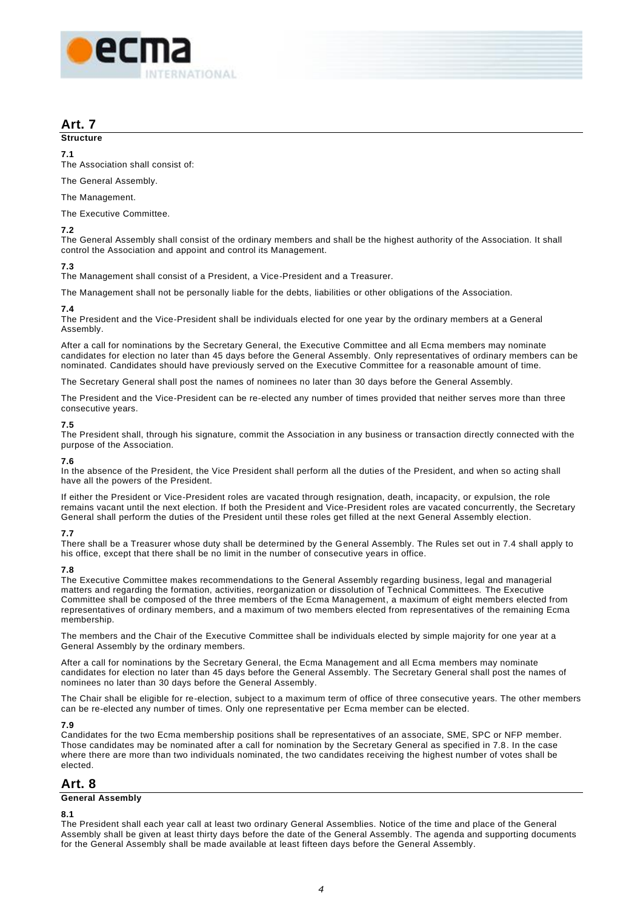## Art. 7

**Structure**

**7.1**
The Association shall consist of:

The General Assembly.

The Management.

The Executive Committee.

**7.2**
The General Assembly shall consist of the ordinary members and shall be the highest authority of the Association. It shall control the Association and appoint and control its Management.

**7.3**
The Management shall consist of a President, a Vice-President and a Treasurer.

The Management shall not be personally liable for the debts, liabilities or other obligations of the Association.

**7.4**
The President and the Vice-President shall be individuals elected for one year by the ordinary members at a General Assembly.

After a call for nominations by the Secretary General, the Executive Committee and all Ecma members may nominate candidates for election no later than 45 days before the General Assembly. Only representatives of ordinary members can be nominated. Candidates should have previously served on the Executive Committee for a reasonable amount of time.

The Secretary General shall post the names of nominees no later than 30 days before the General Assembly.

The President and the Vice-President can be re-elected any number of times provided that neither serves more than three consecutive years.

**7.5**
The President shall, through his signature, commit the Association in any business or transaction directly connected with the purpose of the Association.

**7.6**
In the absence of the President, the Vice President shall perform all the duties of the President, and when so acting shall have all the powers of the President.

If either the President or Vice-President roles are vacated through resignation, death, incapacity, or expulsion, the role remains vacant until the next election. If both the President and Vice-President roles are vacated concurrently, the Secretary General shall perform the duties of the President until these roles get filled at the next General Assembly election.

**7.7**
There shall be a Treasurer whose duty shall be determined by the General Assembly. The Rules set out in 7.4 shall apply to his office, except that there shall be no limit in the number of consecutive years in office.

**7.8**
The Executive Committee makes recommendations to the General Assembly regarding business, legal and managerial matters and regarding the formation, activities, reorganization or dissolution of Technical Committees. The Executive Committee shall be composed of the three members of the Ecma Management, a maximum of eight members elected from representatives of ordinary members, and a maximum of two members elected from representatives of the remaining Ecma membership.

The members and the Chair of the Executive Committee shall be individuals elected by simple majority for one year at a General Assembly by the ordinary members.

After a call for nominations by the Secretary General, the Ecma Management and all Ecma members may nominate candidates for election no later than 45 days before the General Assembly. The Secretary General shall post the names of nominees no later than 30 days before the General Assembly.

The Chair shall be eligible for re-election, subject to a maximum term of office of three consecutive years. The other members can be re-elected any number of times. Only one representative per Ecma member can be elected.

**7.9**
Candidates for the two Ecma membership positions shall be representatives of an associate, SME, SPC or NFP member. Those candidates may be nominated after a call for nomination by the Secretary General as specified in 7.8. In the case where there are more than two individuals nominated, the two candidates receiving the highest number of votes shall be elected.

## Art. 8

**General Assembly**

**8.1**
The President shall each year call at least two ordinary General Assemblies. Notice of the time and place of the General Assembly shall be given at least thirty days before the date of the General Assembly. The agenda and supporting documents for the General Assembly shall be made available at least fifteen days before the General Assembly.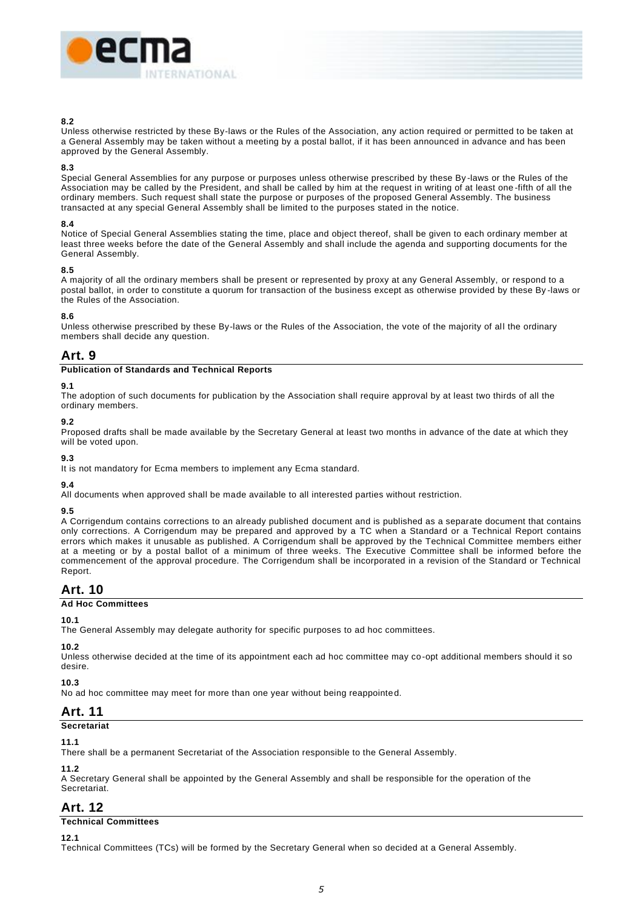**8.2**
Unless otherwise restricted by these By-laws or the Rules of the Association, any action required or permitted to be taken at a General Assembly may be taken without a meeting by a postal ballot, if it has been announced in advance and has been approved by the General Assembly.

**8.3**
Special General Assemblies for any purpose or purposes unless otherwise prescribed by these By-laws or the Rules of the Association may be called by the President, and shall be called by him at the request in writing of at least one-fifth of all the ordinary members. Such request shall state the purpose or purposes of the proposed General Assembly. The business transacted at any special General Assembly shall be limited to the purposes stated in the notice.

**8.4**
Notice of Special General Assemblies stating the time, place and object thereof, shall be given to each ordinary member at least three weeks before the date of the General Assembly and shall include the agenda and supporting documents for the General Assembly.

**8.5**
A majority of all the ordinary members shall be present or represented by proxy at any General Assembly, or respond to a postal ballot, in order to constitute a quorum for transaction of the business except as otherwise provided by these By-laws or the Rules of the Association.

**8.6**
Unless otherwise prescribed by these By-laws or the Rules of the Association, the vote of the majority of all the ordinary members shall decide any question.

## Art. 9

**Publication of Standards and Technical Reports**

**9.1**
The adoption of such documents for publication by the Association shall require approval by at least two thirds of all the ordinary members.

**9.2**
Proposed drafts shall be made available by the Secretary General at least two months in advance of the date at which they will be voted upon.

**9.3**
It is not mandatory for Ecma members to implement any Ecma standard.

**9.4**
All documents when approved shall be made available to all interested parties without restriction.

**9.5**
A Corrigendum contains corrections to an already published document and is published as a separate document that contains only corrections. A Corrigendum may be prepared and approved by a TC when a Standard or a Technical Report contains errors which makes it unusable as published. A Corrigendum shall be approved by the Technical Committee members either at a meeting or by a postal ballot of a minimum of three weeks. The Executive Committee shall be informed before the commencement of the approval procedure. The Corrigendum shall be incorporated in a revision of the Standard or Technical Report.

## Art. 10

**Ad Hoc Committees**

**10.1**
The General Assembly may delegate authority for specific purposes to ad hoc committees.

**10.2**
Unless otherwise decided at the time of its appointment each ad hoc committee may co-opt additional members should it so desire.

**10.3**
No ad hoc committee may meet for more than one year without being reappointed.

## Art. 11

**Secretariat**

**11.1**
There shall be a permanent Secretariat of the Association responsible to the General Assembly.

**11.2**
A Secretary General shall be appointed by the General Assembly and shall be responsible for the operation of the Secretariat.

## Art. 12

**Technical Committees**

**12.1**
Technical Committees (TCs) will be formed by the Secretary General when so decided at a General Assembly.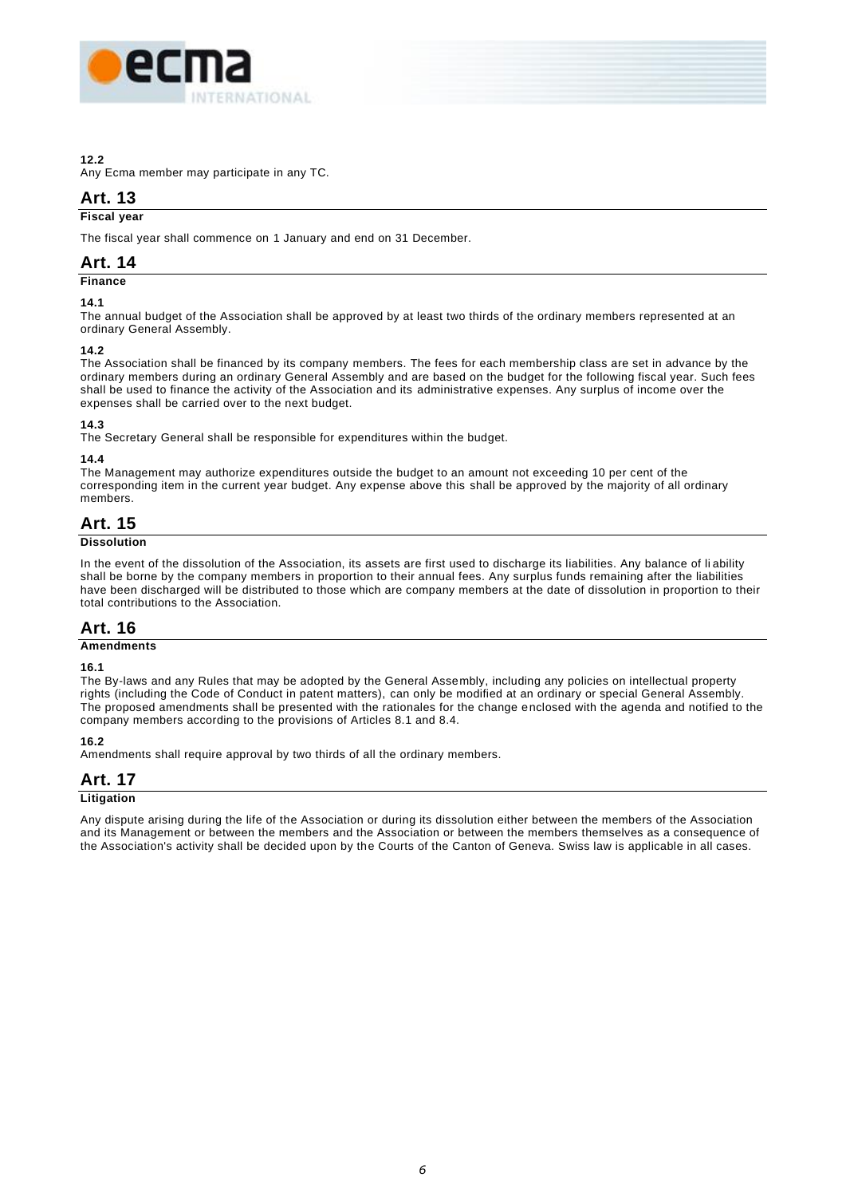**12.2**
Any Ecma member may participate in any TC.

## Art. 13

**Fiscal year**

The fiscal year shall commence on 1 January and end on 31 December.

## Art. 14

**Finance**

**14.1**
The annual budget of the Association shall be approved by at least two thirds of the ordinary members represented at an ordinary General Assembly.

**14.2**
The Association shall be financed by its company members. The fees for each membership class are set in advance by the ordinary members during an ordinary General Assembly and are based on the budget for the following fiscal year. Such fees shall be used to finance the activity of the Association and its administrative expenses. Any surplus of income over the expenses shall be carried over to the next budget.

**14.3**
The Secretary General shall be responsible for expenditures within the budget.

**14.4**
The Management may authorize expenditures outside the budget to an amount not exceeding 10 per cent of the corresponding item in the current year budget. Any expense above this shall be approved by the majority of all ordinary members.

## Art. 15

**Dissolution**

In the event of the dissolution of the Association, its assets are first used to discharge its liabilities. Any balance of liability shall be borne by the company members in proportion to their annual fees. Any surplus funds remaining after the liabilities have been discharged will be distributed to those which are company members at the date of dissolution in proportion to their total contributions to the Association.

## Art. 16

**Amendments**

**16.1**
The By-laws and any Rules that may be adopted by the General Assembly, including any policies on intellectual property rights (including the Code of Conduct in patent matters), can only be modified at an ordinary or special General Assembly. The proposed amendments shall be presented with the rationales for the change enclosed with the agenda and notified to the company members according to the provisions of Articles 8.1 and 8.4.

**16.2**
Amendments shall require approval by two thirds of all the ordinary members.

## Art. 17

**Litigation**

Any dispute arising during the life of the Association or during its dissolution either between the members of the Association and its Management or between the members and the Association or between the members themselves as a consequence of the Association's activity shall be decided upon by the Courts of the Canton of Geneva. Swiss law is applicable in all cases.